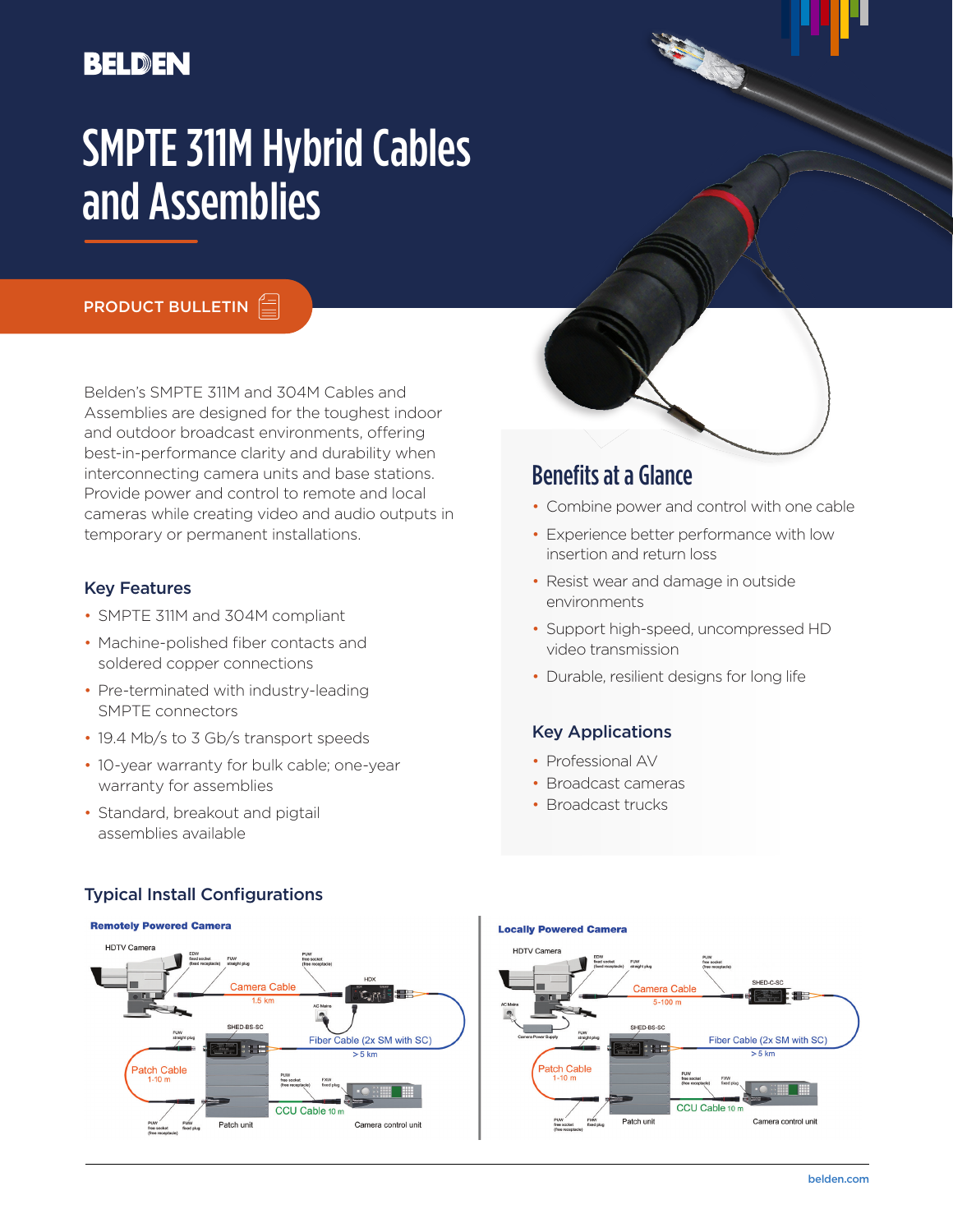BELDEN

# SMPTE 311M Hybrid Cables and Assemblies

PRODUCT BULLETIN

Belden's SMPTE 311M and 304M Cables and Assemblies are designed for the toughest indoor and outdoor broadcast environments, offering best-in-performance clarity and durability when interconnecting camera units and base stations. Provide power and control to remote and local cameras while creating video and audio outputs in temporary or permanent installations.

## Key Features

- SMPTE 311M and 304M compliant
- Machine-polished fiber contacts and soldered copper connections
- Pre-terminated with industry-leading SMPTE connectors
- 19.4 Mb/s to 3 Gb/s transport speeds
- 10-year warranty for bulk cable; one-year warranty for assemblies
- Standard, breakout and pigtail assemblies available

## Benefits at a Glance

- Combine power and control with one cable
- Experience better performance with low insertion and return loss
- Resist wear and damage in outside environments
- Support high-speed, uncompressed HD video transmission
- Durable, resilient designs for long life

## Key Applications

- Professional AV
- Broadcast cameras
- Broadcast trucks

## Typical Install Configurations

**Remotely Powered Camera**

HDTV Camera — EDW fixed socket (fixed receptacle) — PUW straight plug — Camera Cable 1.5 km — PUW free socket (free receptacle) — HDX (AC Mains) — Fiber Cable (2x SM with SC) > 5 km — SHED-BS-SC — Patch Cable 1-10 m (PUW straight plug; PUW free socket (free receptacle); FUW fixed plug) — Patch unit — PUW free socket (free receptacle) — FXW fixed plug — CCU Cable 10 m — Camera control unit

**Locally Powered Camera**

HDTV Camera (AC Mains, Camera Power Supply) — EDW fixed socket (fixed receptacle) — PUW straight plug — Camera Cable 5-100 m — PUW free socket (free receptacle) — SHED-C-SC — Fiber Cable (2x SM with SC) > 5 km — SHED-BS-SC — Patch Cable 1-10 m (PUW straight plug; PUW free socket (free receptacle); FXW fixed plug) — Patch unit — PUW free socket (free receptacle) — FXW fixed plug — CCU Cable 10 m — Camera control unit

belden.com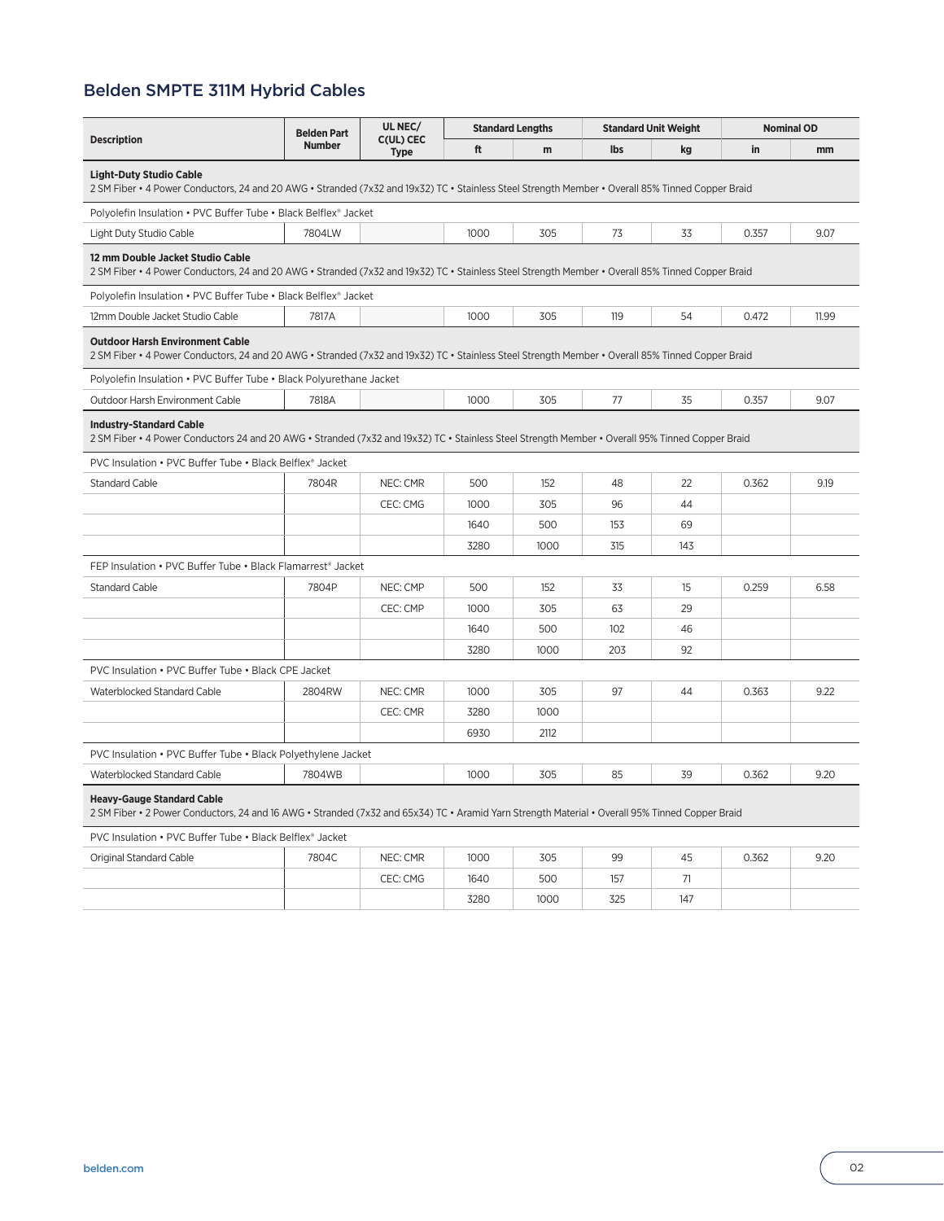## Belden SMPTE 311M Hybrid Cables

| Description | Belden Part Number | UL NEC/ C(UL) CEC Type | Standard Lengths | | Standard Unit Weight | | Nominal OD | |
|---|---|---|---|---|---|---|---|---|
| | | | ft | m | lbs | kg | in | mm |
| **Light-Duty Studio Cable** 2 SM Fiber • 4 Power Conductors, 24 and 20 AWG • Stranded (7x32 and 19x32) TC • Stainless Steel Strength Member • Overall 85% Tinned Copper Braid | | | | | | | | |
| Polyolefin Insulation • PVC Buffer Tube • Black Belflex® Jacket | | | | | | | | |
| Light Duty Studio Cable | 7804LW | | 1000 | 305 | 73 | 33 | 0.357 | 9.07 |
| **12 mm Double Jacket Studio Cable** 2 SM Fiber • 4 Power Conductors, 24 and 20 AWG • Stranded (7x32 and 19x32) TC • Stainless Steel Strength Member • Overall 85% Tinned Copper Braid | | | | | | | | |
| Polyolefin Insulation • PVC Buffer Tube • Black Belflex® Jacket | | | | | | | | |
| 12mm Double Jacket Studio Cable | 7817A | | 1000 | 305 | 119 | 54 | 0.472 | 11.99 |
| **Outdoor Harsh Environment Cable** 2 SM Fiber • 4 Power Conductors, 24 and 20 AWG • Stranded (7x32 and 19x32) TC • Stainless Steel Strength Member • Overall 85% Tinned Copper Braid | | | | | | | | |
| Polyolefin Insulation • PVC Buffer Tube • Black Polyurethane Jacket | | | | | | | | |
| Outdoor Harsh Environment Cable | 7818A | | 1000 | 305 | 77 | 35 | 0.357 | 9.07 |
| **Industry-Standard Cable** 2 SM Fiber • 4 Power Conductors 24 and 20 AWG • Stranded (7x32 and 19x32) TC • Stainless Steel Strength Member • Overall 95% Tinned Copper Braid | | | | | | | | |
| PVC Insulation • PVC Buffer Tube • Black Belflex® Jacket | | | | | | | | |
| Standard Cable | 7804R | NEC: CMR | 500 | 152 | 48 | 22 | 0.362 | 9.19 |
| | | CEC: CMG | 1000 | 305 | 96 | 44 | | |
| | | | 1640 | 500 | 153 | 69 | | |
| | | | 3280 | 1000 | 315 | 143 | | |
| FEP Insulation • PVC Buffer Tube • Black Flamarrest® Jacket | | | | | | | | |
| Standard Cable | 7804P | NEC: CMP | 500 | 152 | 33 | 15 | 0.259 | 6.58 |
| | | CEC: CMP | 1000 | 305 | 63 | 29 | | |
| | | | 1640 | 500 | 102 | 46 | | |
| | | | 3280 | 1000 | 203 | 92 | | |
| PVC Insulation • PVC Buffer Tube • Black CPE Jacket | | | | | | | | |
| Waterblocked Standard Cable | 2804RW | NEC: CMR | 1000 | 305 | 97 | 44 | 0.363 | 9.22 |
| | | CEC: CMR | 3280 | 1000 | | | | |
| | | | 6930 | 2112 | | | | |
| PVC Insulation • PVC Buffer Tube • Black Polyethylene Jacket | | | | | | | | |
| Waterblocked Standard Cable | 7804WB | | 1000 | 305 | 85 | 39 | 0.362 | 9.20 |
| **Heavy-Gauge Standard Cable** 2 SM Fiber • 2 Power Conductors, 24 and 16 AWG • Stranded (7x32 and 65x34) TC • Aramid Yarn Strength Material • Overall 95% Tinned Copper Braid | | | | | | | | |
| PVC Insulation • PVC Buffer Tube • Black Belflex® Jacket | | | | | | | | |
| Original Standard Cable | 7804C | NEC: CMR | 1000 | 305 | 99 | 45 | 0.362 | 9.20 |
| | | CEC: CMG | 1640 | 500 | 157 | 71 | | |
| | | | 3280 | 1000 | 325 | 147 | | |

belden.com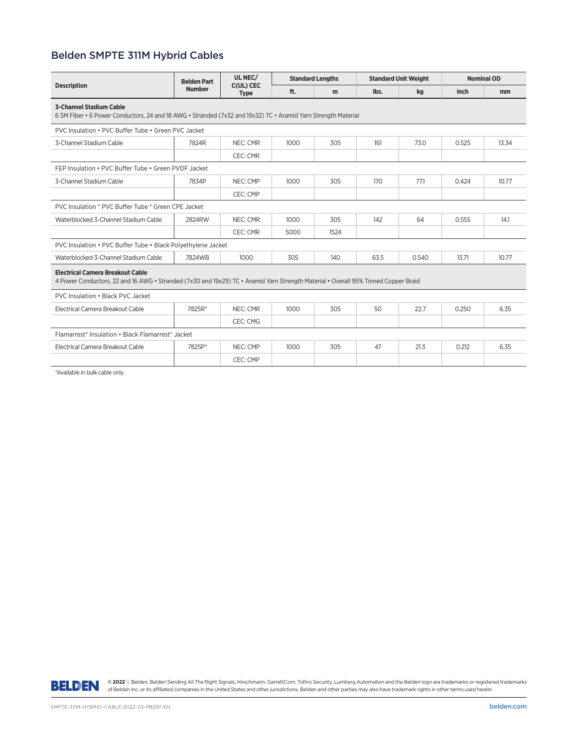## Belden SMPTE 311M Hybrid Cables

| Description | Belden Part Number | UL NEC/ C(UL) CEC Type | Standard Lengths | | Standard Unit Weight | | Nominal OD | |
|---|---|---|---|---|---|---|---|---|
| | | | ft. | m | lbs. | kg | inch | mm |
| **3-Channel Stadium Cable**<br>6 SM Fiber • 6 Power Conductors, 24 and 18 AWG • Stranded (7x32 and 19x32) TC • Aramid Yarn Strength Material | | | | | | | | |
| PVC Insulation • PVC Buffer Tube • Green PVC Jacket | | | | | | | | |
| 3-Channel Stadium Cable | 7824R | NEC: CMR | 1000 | 305 | 161 | 73.0 | 0.525 | 13.34 |
| | | CEC: CMR | | | | | | |
| FEP Insulation • PVC Buffer Tube • Green PVDF Jacket | | | | | | | | |
| 3-Channel Stadium Cable | 7834P | NEC: CMP | 1000 | 305 | 170 | 77.1 | 0.424 | 10.77 |
| | | CEC: CMP | | | | | | |
| PVC Insulation * PVC Buffer Tube * Green CPE Jacket | | | | | | | | |
| Waterblocked 3-Channel Stadium Cable | 2824RW | NEC: CMR | 1000 | 305 | 142 | 64 | 0.555 | 14.1 |
| | | CEC: CMR | 5000 | 1524 | | | | |
| PVC Insulation • PVC Buffer Tube • Black Polyethylene Jacket | | | | | | | | |
| Waterblocked 3-Channel Stadium Cable | 7824WB | 1000 | 305 | 140 | 63.5 | 0.540 | 13.71 | 10.77 |
| **Electrical Camera Breakout Cable**<br>4 Power Conductors, 22 and 16 AWG • Stranded (7x30 and 19x29) TC • Aramid Yarn Strength Material • Overall 95% Tinned Copper Braid | | | | | | | | |
| PVC Insulation • Black PVC Jacket | | | | | | | | |
| Electrical Camera Breakout Cable | 7825R* | NEC: CMR | 1000 | 305 | 50 | 22.7 | 0.250 | 6.35 |
| | | CEC: CMG | | | | | | |
| Flamarrest® Insulation • Black Flamarrest® Jacket | | | | | | | | |
| Electrical Camera Breakout Cable | 7825P* | NEC: CMP | 1000 | 305 | 47 | 21.3 | 0.212 | 6.35 |
| | | CEC: CMP | | | | | | |

*Available in bulk cable only.

© 2022 | Belden, Belden Sending All The Right Signals, Hirschmann, GarrettCom, Tofino Security, Lumberg Automation and the Belden logo are trademarks or registered trademarks of Belden Inc. or its affiliated companies in the United States and other jurisdictions. Belden and other parties may also have trademark rights in other terms used herein.